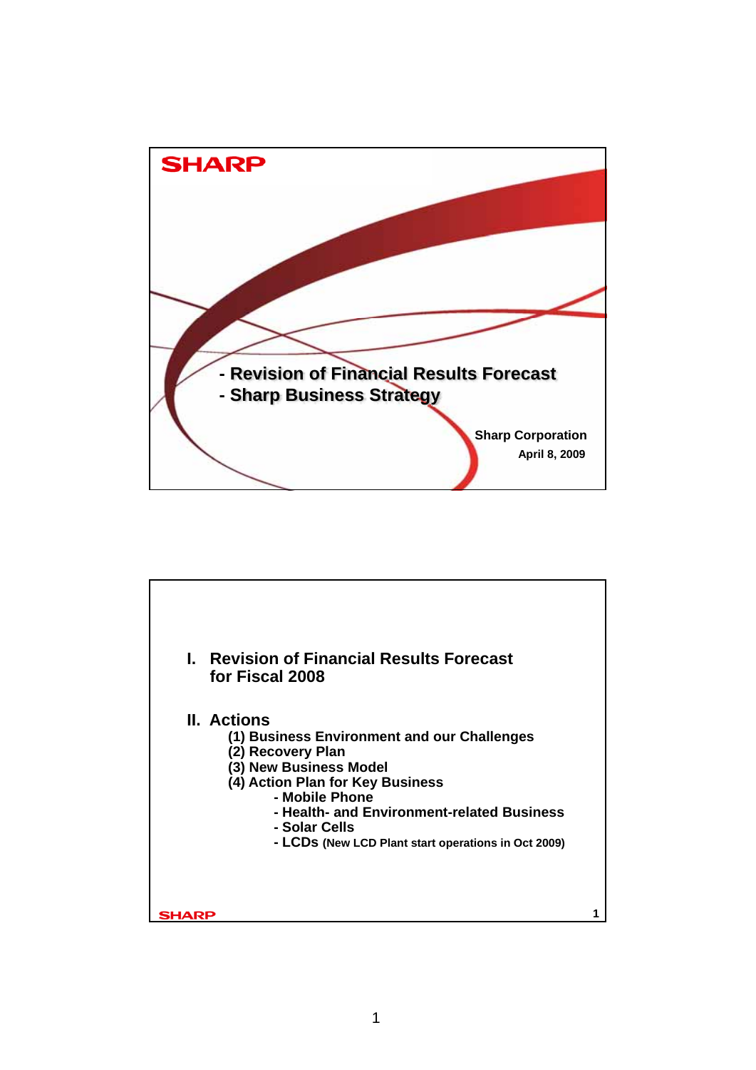SHARP

# - Revision of Financial Results Forecast
# - Sharp Business Strategy

Sharp Corporation

April 8, 2009

---

## I. Revision of Financial Results Forecast for Fiscal 2008

## II. Actions

(1) Business Environment and our Challenges

(2) Recovery Plan

(3) New Business Model

(4) Action Plan for Key Business

- Mobile Phone
- Health- and Environment-related Business
- Solar Cells
- LCDs (New LCD Plant start operations in Oct 2009)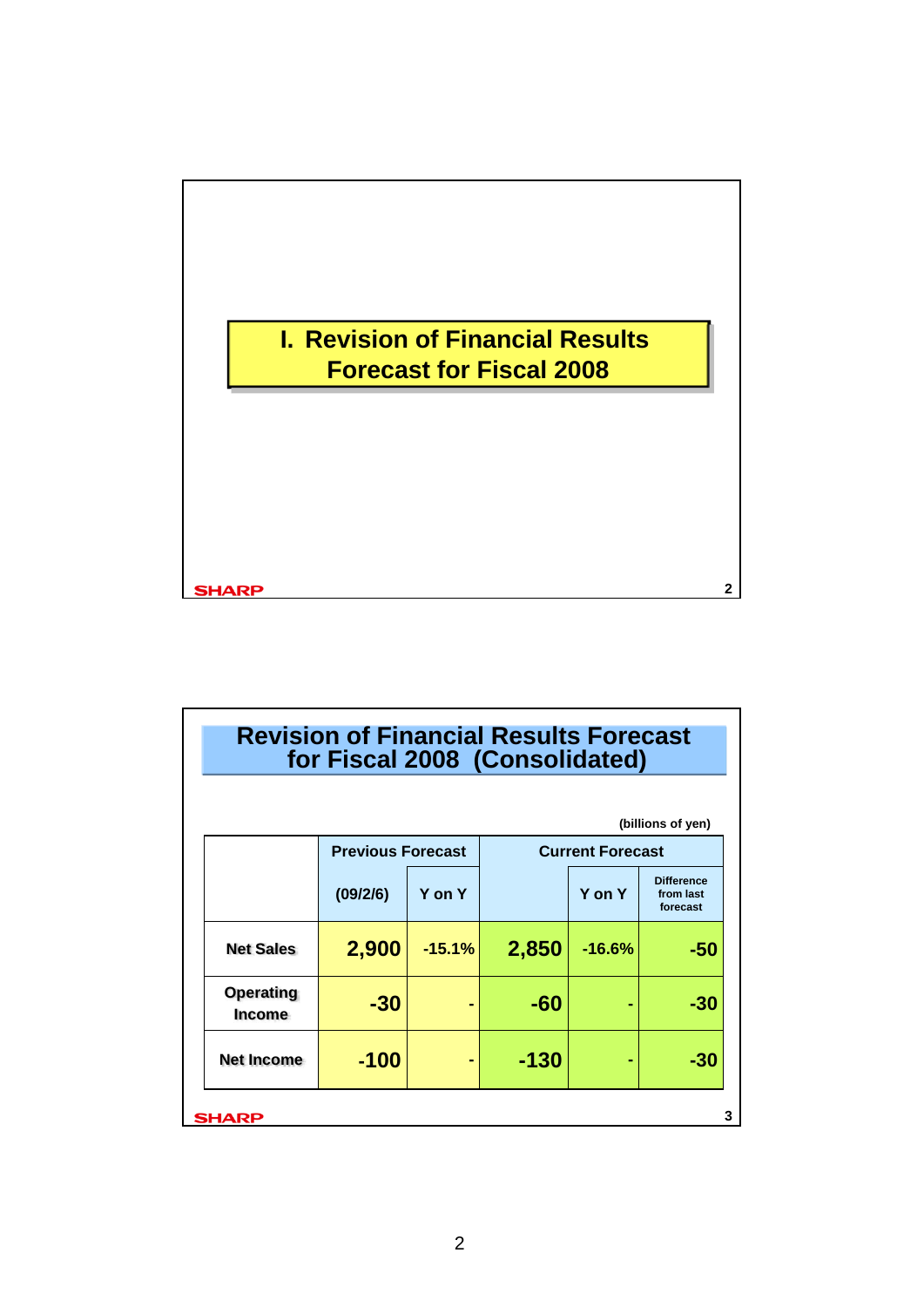# I. Revision of Financial Results Forecast for Fiscal 2008

## Revision of Financial Results Forecast for Fiscal 2008 (Consolidated)

(billions of yen)

| | Previous Forecast | | Current Forecast | | |
|---|---|---|---|---|---|
| | (09/2/6) | Y on Y | | Y on Y | Difference from last forecast |
| Net Sales | 2,900 | -15.1% | 2,850 | -16.6% | -50 |
| Operating Income | -30 | - | -60 | - | -30 |
| Net Income | -100 | - | -130 | - | -30 |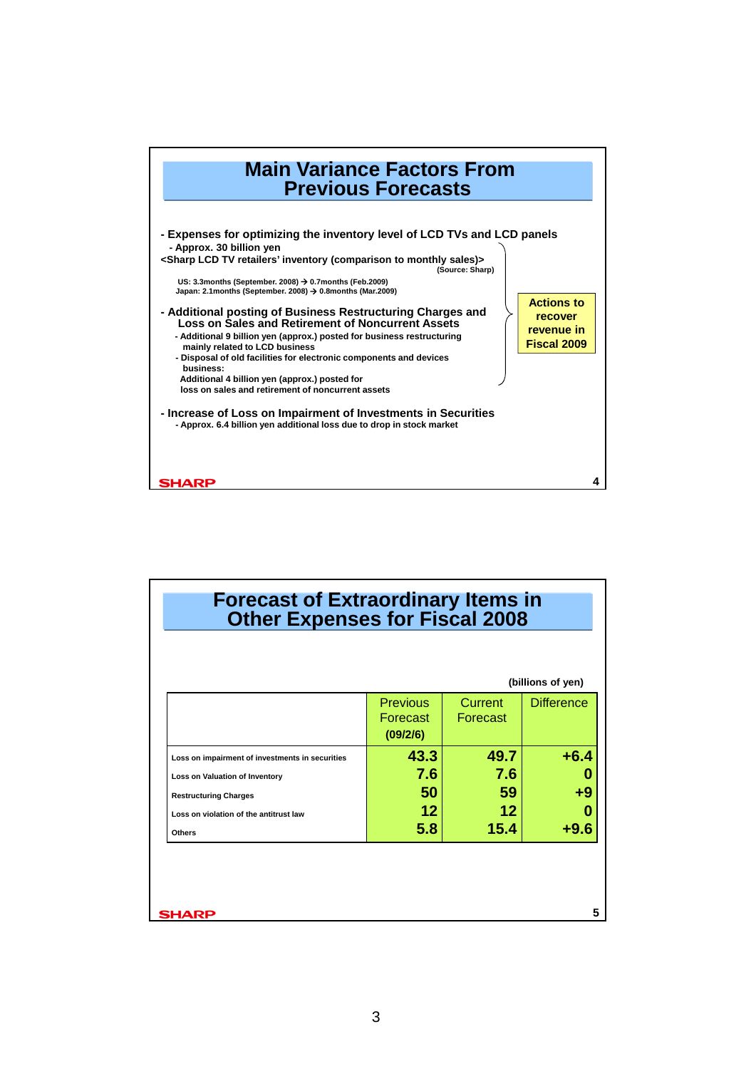## Main Variance Factors From Previous Forecasts

- **Expenses for optimizing the inventory level of LCD TVs and LCD panels**
  - **Approx. 30 billion yen**

**<Sharp LCD TV retailers' inventory (comparison to monthly sales)>**

(Source: Sharp)

US: 3.3months (September. 2008) → 0.7months (Feb.2009)
Japan: 2.1months (September. 2008) → 0.8months (Mar.2009)

- **Additional posting of Business Restructuring Charges and Loss on Sales and Retirement of Noncurrent Assets**
  - Additional 9 billion yen (approx.) posted for business restructuring mainly related to LCD business
  - Disposal of old facilities for electronic components and devices business:
    Additional 4 billion yen (approx.) posted for loss on sales and retirement of noncurrent assets

**Actions to recover revenue in Fiscal 2009**

- **Increase of Loss on Impairment of Investments in Securities**
  - Approx. 6.4 billion yen additional loss due to drop in stock market

## Forecast of Extraordinary Items in Other Expenses for Fiscal 2008

(billions of yen)

| | Previous Forecast (09/2/6) | Current Forecast | Difference |
|---|---|---|---|
| Loss on impairment of investments in securities | 43.3 | 49.7 | +6.4 |
| Loss on Valuation of Inventory | 7.6 | 7.6 | 0 |
| Restructuring Charges | 50 | 59 | +9 |
| Loss on violation of the antitrust law | 12 | 12 | 0 |
| Others | 5.8 | 15.4 | +9.6 |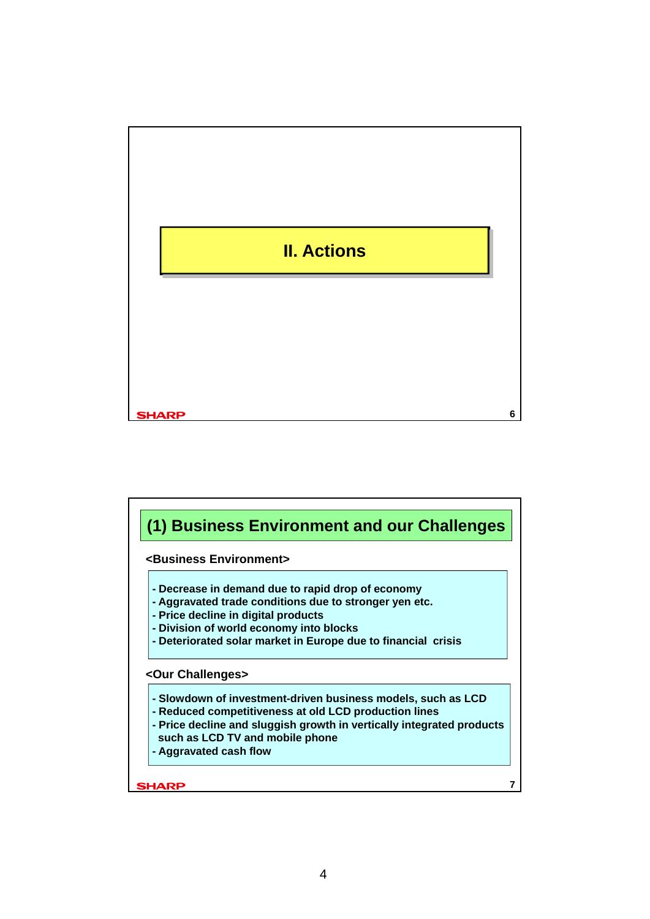# II. Actions

## (1) Business Environment and our Challenges

**<Business Environment>**

- Decrease in demand due to rapid drop of economy
- Aggravated trade conditions due to stronger yen etc.
- Price decline in digital products
- Division of world economy into blocks
- Deteriorated solar market in Europe due to financial crisis

**<Our Challenges>**

- Slowdown of investment-driven business models, such as LCD
- Reduced competitiveness at old LCD production lines
- Price decline and sluggish growth in vertically integrated products such as LCD TV and mobile phone
- Aggravated cash flow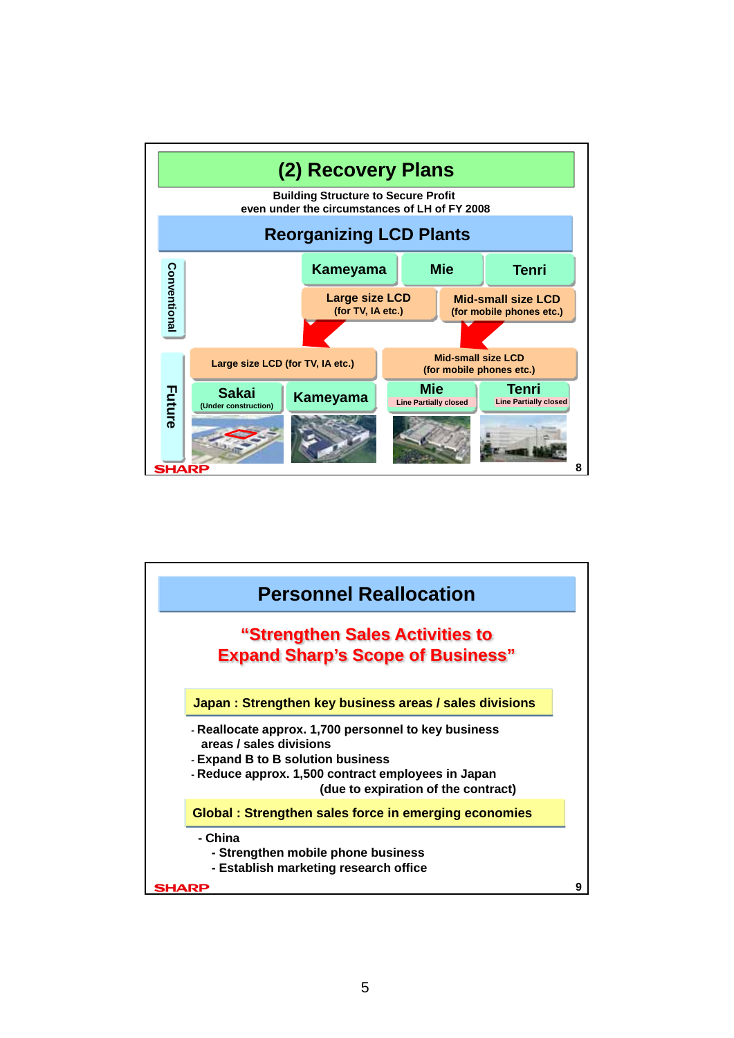## (2) Recovery Plans

**Building Structure to Secure Profit even under the circumstances of LH of FY 2008**

### Reorganizing LCD Plants

**Conventional**

| Kameyama | Mie | Tenri |
|---|---|---|
| Large size LCD (for TV, IA etc.) | Mid-small size LCD (for mobile phones etc.) | |

**Future**

| Large size LCD (for TV, IA etc.) | | Mid-small size LCD (for mobile phones etc.) | |
|---|---|---|---|
| Sakai (Under construction) | Kameyama | Mie (Line Partially closed) | Tenri (Line Partially closed) |

SHARP

---

## Personnel Reallocation

**"Strengthen Sales Activities to Expand Sharp's Scope of Business"**

**Japan : Strengthen key business areas / sales divisions**

- Reallocate approx. 1,700 personnel to key business areas / sales divisions
- Expand B to B solution business
- Reduce approx. 1,500 contract employees in Japan (due to expiration of the contract)

**Global : Strengthen sales force in emerging economies**

- China
  - Strengthen mobile phone business
  - Establish marketing research office

SHARP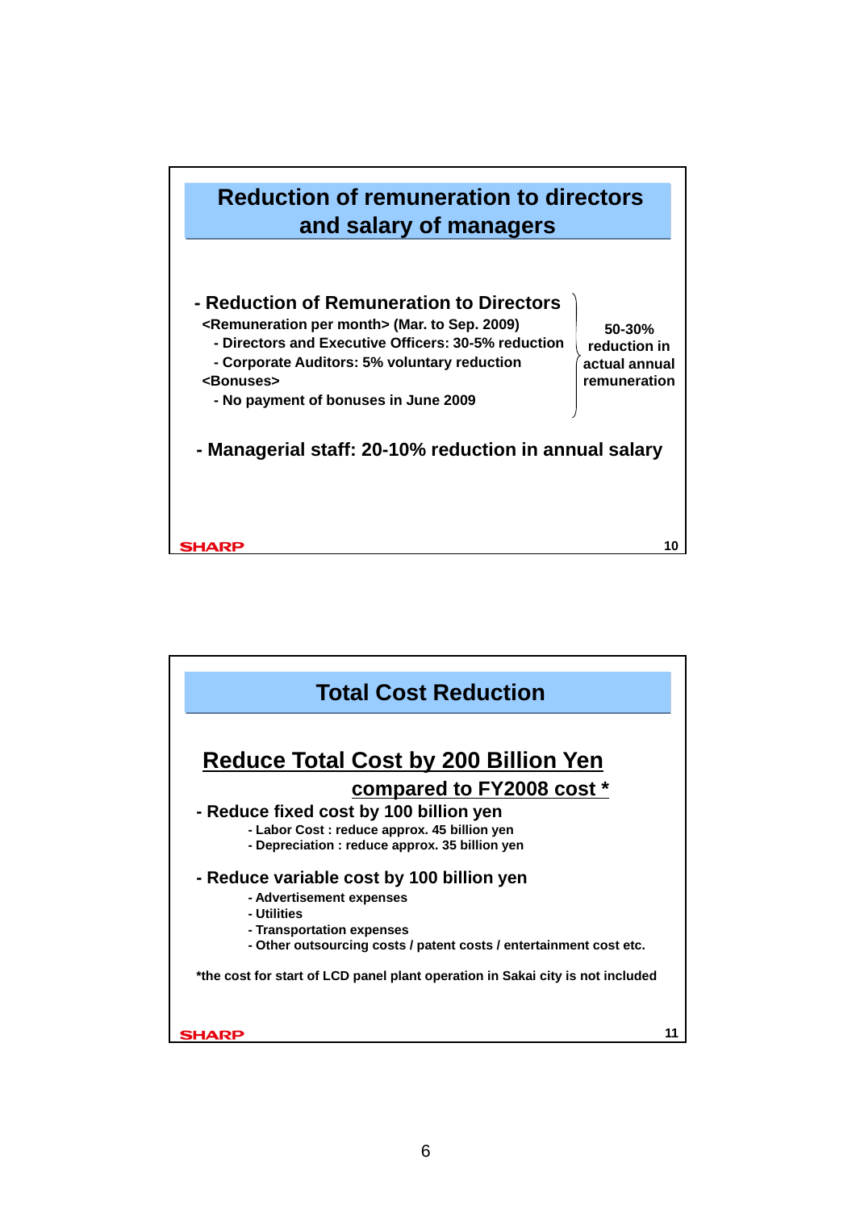## Reduction of remuneration to directors and salary of managers

- **Reduction of Remuneration to Directors**
  - <Remuneration per month> (Mar. to Sep. 2009)
    - Directors and Executive Officers: 30-5% reduction
    - Corporate Auditors: 5% voluntary reduction
  - <Bonuses>
    - No payment of bonuses in June 2009

  } 50-30% reduction in actual annual remuneration

- **Managerial staff: 20-10% reduction in annual salary**

## Total Cost Reduction

**Reduce Total Cost by 200 Billion Yen compared to FY2008 cost ***

- **Reduce fixed cost by 100 billion yen**
  - Labor Cost : reduce approx. 45 billion yen
  - Depreciation : reduce approx. 35 billion yen

- **Reduce variable cost by 100 billion yen**
  - Advertisement expenses
  - Utilities
  - Transportation expenses
  - Other outsourcing costs / patent costs / entertainment cost etc.

*the cost for start of LCD panel plant operation in Sakai city is not included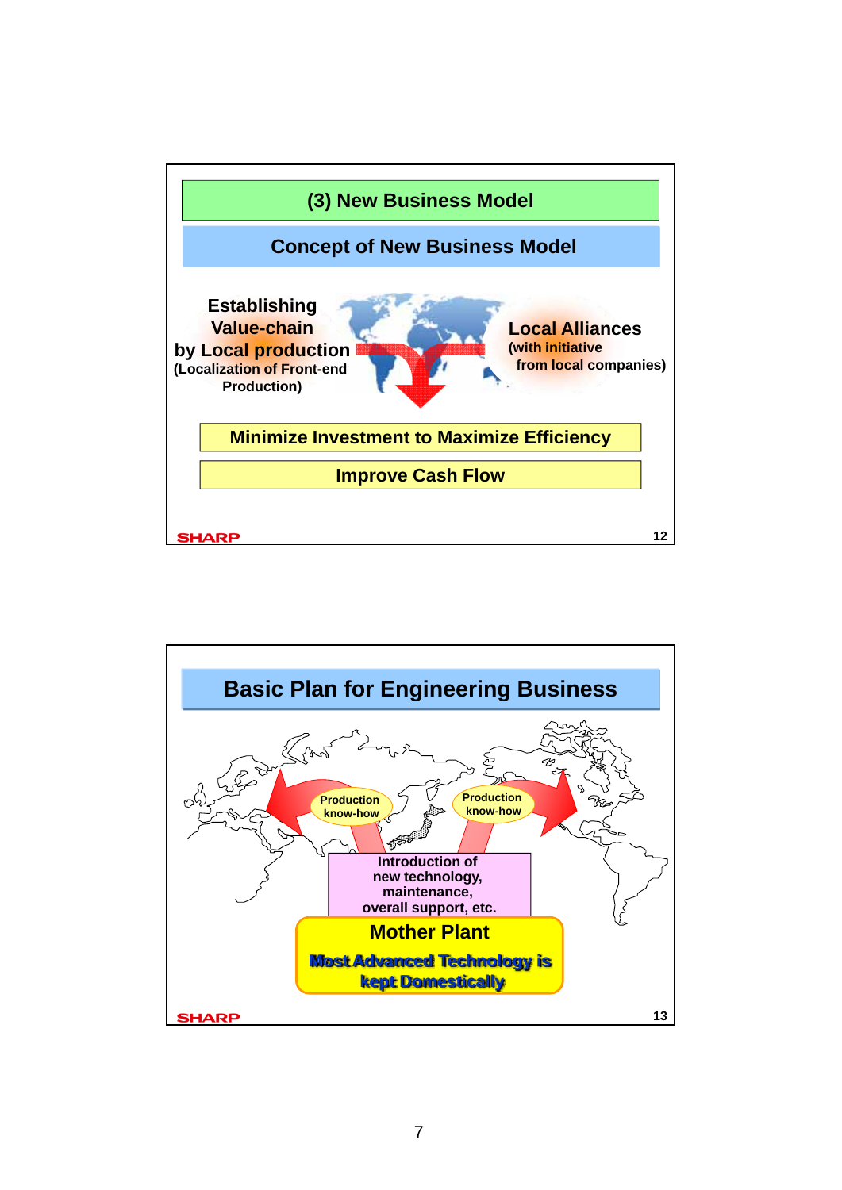## (3) New Business Model

### Concept of New Business Model

**Establishing Value-chain by Local production**
(Localization of Front-end Production)

**Local Alliances**
(with initiative from local companies)

**Minimize Investment to Maximize Efficiency**

**Improve Cash Flow**

---

## Basic Plan for Engineering Business

Production know-how

Production know-how

Introduction of new technology, maintenance, overall support, etc.

**Mother Plant**

**Most Advanced Technology is kept Domestically**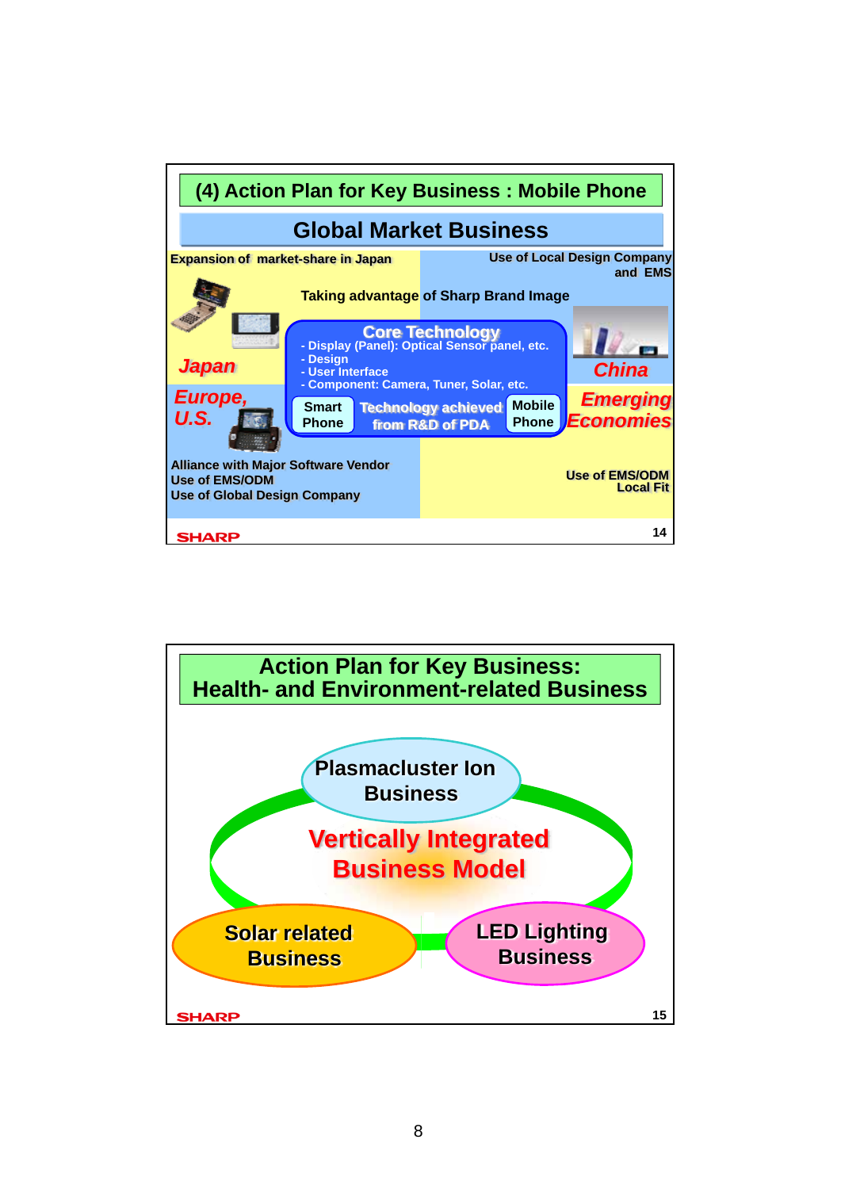## (4) Action Plan for Key Business : Mobile Phone

### Global Market Business

**Expansion of market-share in Japan**

**Use of Local Design Company and EMS**

**Taking advantage of Sharp Brand Image**

**Japan**

**Core Technology**

- Display (Panel): Optical Sensor panel, etc.
- Design
- User Interface
- Component: Camera, Tuner, Solar, etc.

**Smart Phone** | **Technology achieved from R&D of PDA** | **Mobile Phone**

**China**

**Europe, U.S.**

**Emerging Economies**

**Alliance with Major Software Vendor**
**Use of EMS/ODM**
**Use of Global Design Company**

**Use of EMS/ODM**
**Local Fit**

SHARP

## Action Plan for Key Business: Health- and Environment-related Business

**Plasmacluster Ion Business**

**Vertically Integrated Business Model**

**Solar related Business**

**LED Lighting Business**

SHARP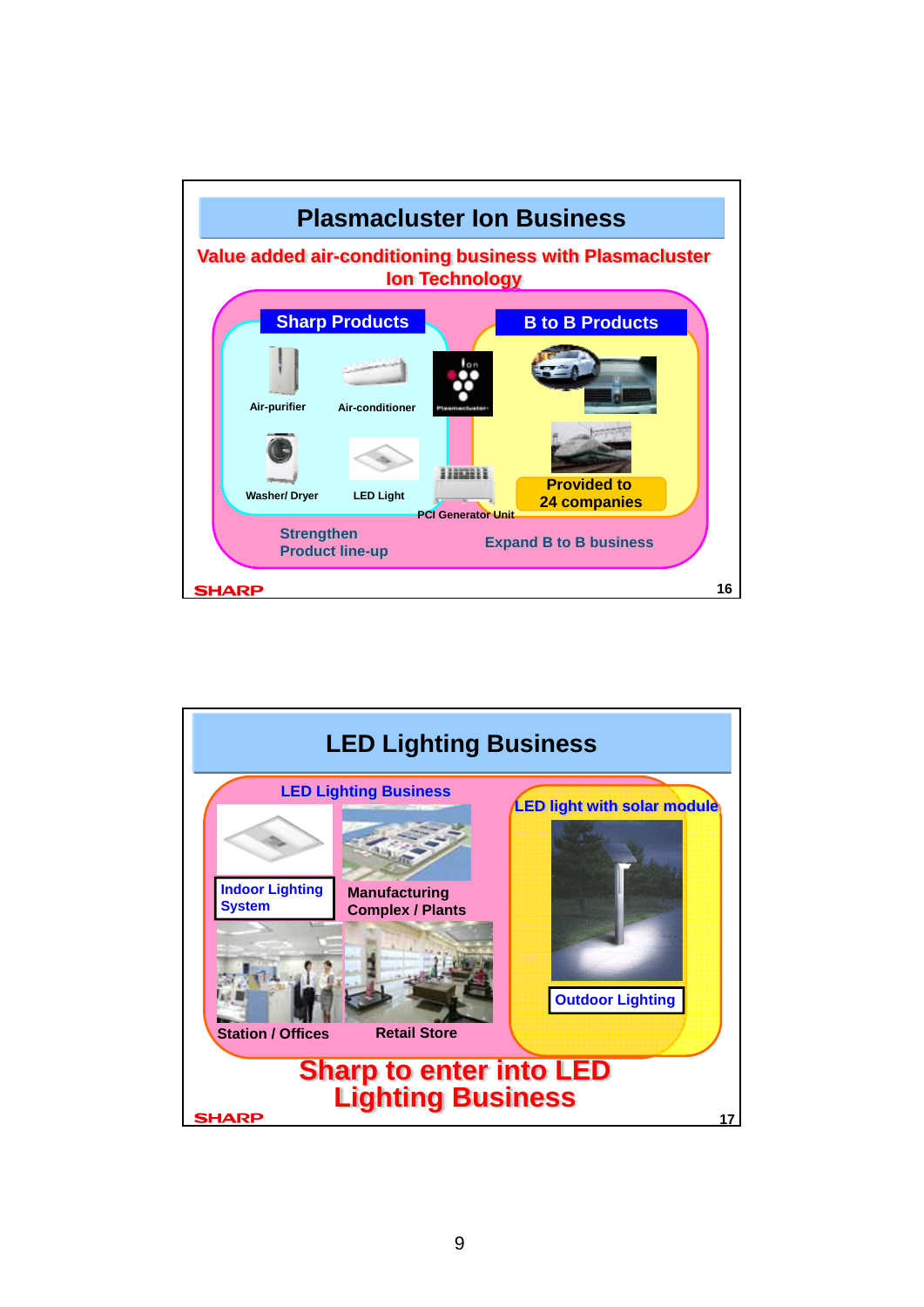## Plasmacluster Ion Business

**Value added air-conditioning business with Plasmacluster Ion Technology**

**Sharp Products**

- Air-purifier
- Air-conditioner
- Washer/ Dryer
- LED Light

**B to B Products**

- PCI Generator Unit
- Provided to 24 companies

Strengthen Product line-up

Expand B to B business

## LED Lighting Business

**LED Lighting Business**

- Indoor Lighting System
- Manufacturing Complex / Plants
- Station / Offices
- Retail Store

**LED light with solar module**

- Outdoor Lighting

**Sharp to enter into LED Lighting Business**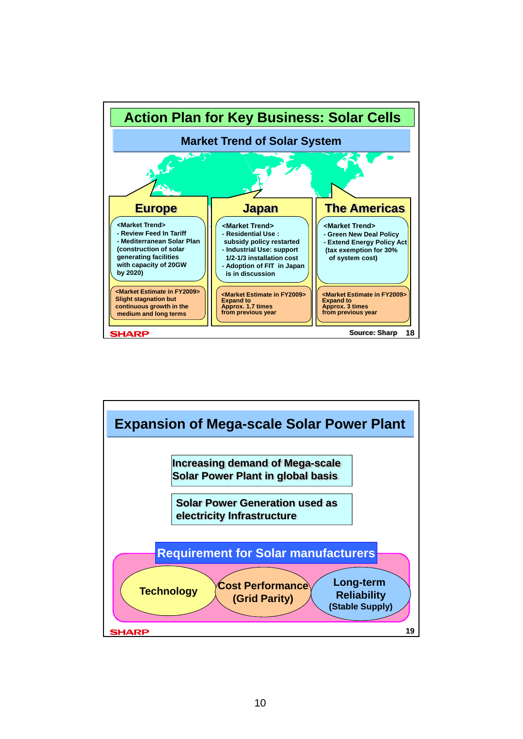## Action Plan for Key Business: Solar Cells

### Market Trend of Solar System

#### Europe

<Market Trend>
- Review Feed In Tariff
- Mediterranean Solar Plan (construction of solar generating facilities with capacity of 20GW by 2020)

<Market Estimate in FY2009>
Slight stagnation but continuous growth in the medium and long terms

#### Japan

<Market Trend>
- Residential Use : subsidy policy restarted
- Industrial Use: support 1/2-1/3 installation cost
- Adoption of FIT in Japan is in discussion

<Market Estimate in FY2009>
Expand to Approx. 1.7 times from previous year

#### The Americas

<Market Trend>
- Green New Deal Policy
- Extend Energy Policy Act (tax exemption for 30% of system cost)

<Market Estimate in FY2009>
Expand to Approx. 3 times from previous year

SHARP

Source: Sharp 18

## Expansion of Mega-scale Solar Power Plant

**Increasing demand of Mega-scale Solar Power Plant in global basis**

**Solar Power Generation used as electricity Infrastructure**

### Requirement for Solar manufacturers

- **Technology**
- **Cost Performance (Grid Parity)**
- **Long-term Reliability (Stable Supply)**

SHARP

19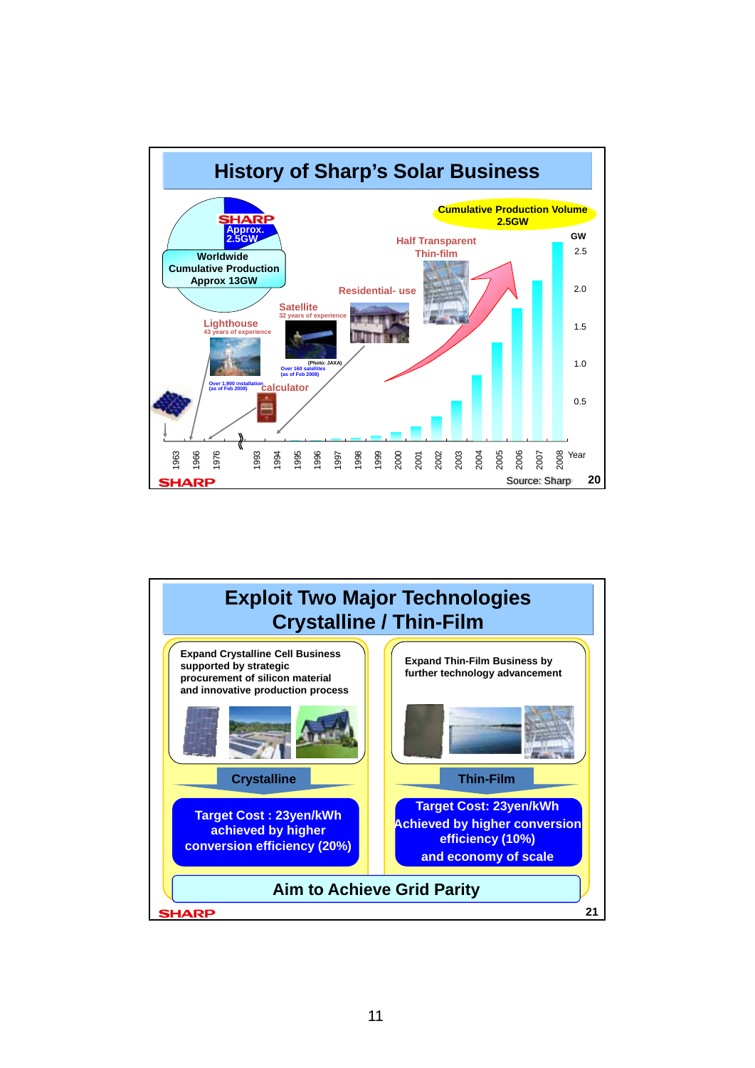## History of Sharp's Solar Business

SHARP Approx. 2.5GW

Worldwide Cumulative Production Approx 13GW

Cumulative Production Volume 2.5GW

Half Transparent Thin-film

Residential- use

Satellite
32 years of experience

Lighthouse
43 years of experience

Over 1,900 installation (as of Feb 2008)

(Photo: JAXA)
Over 160 satellites (as of Feb 2008)

calculator

GW: 2.5, 2.0, 1.5, 1.0, 0.5

Year: 1963, 1966, 1976, 1993, 1994, 1995, 1996, 1997, 1998, 1999, 2000, 2001, 2002, 2003, 2004, 2005, 2006, 2007, 2008

Source: Sharp

SHARP 20

## Exploit Two Major Technologies Crystalline / Thin-Film

**Expand Crystalline Cell Business supported by strategic procurement of silicon material and innovative production process**

**Crystalline**

**Target Cost : 23yen/kWh achieved by higher conversion efficiency (20%)**

**Expand Thin-Film Business by further technology advancement**

**Thin-Film**

**Target Cost: 23yen/kWh Achieved by higher conversion efficiency (10%) and economy of scale**

**Aim to Achieve Grid Parity**

SHARP 21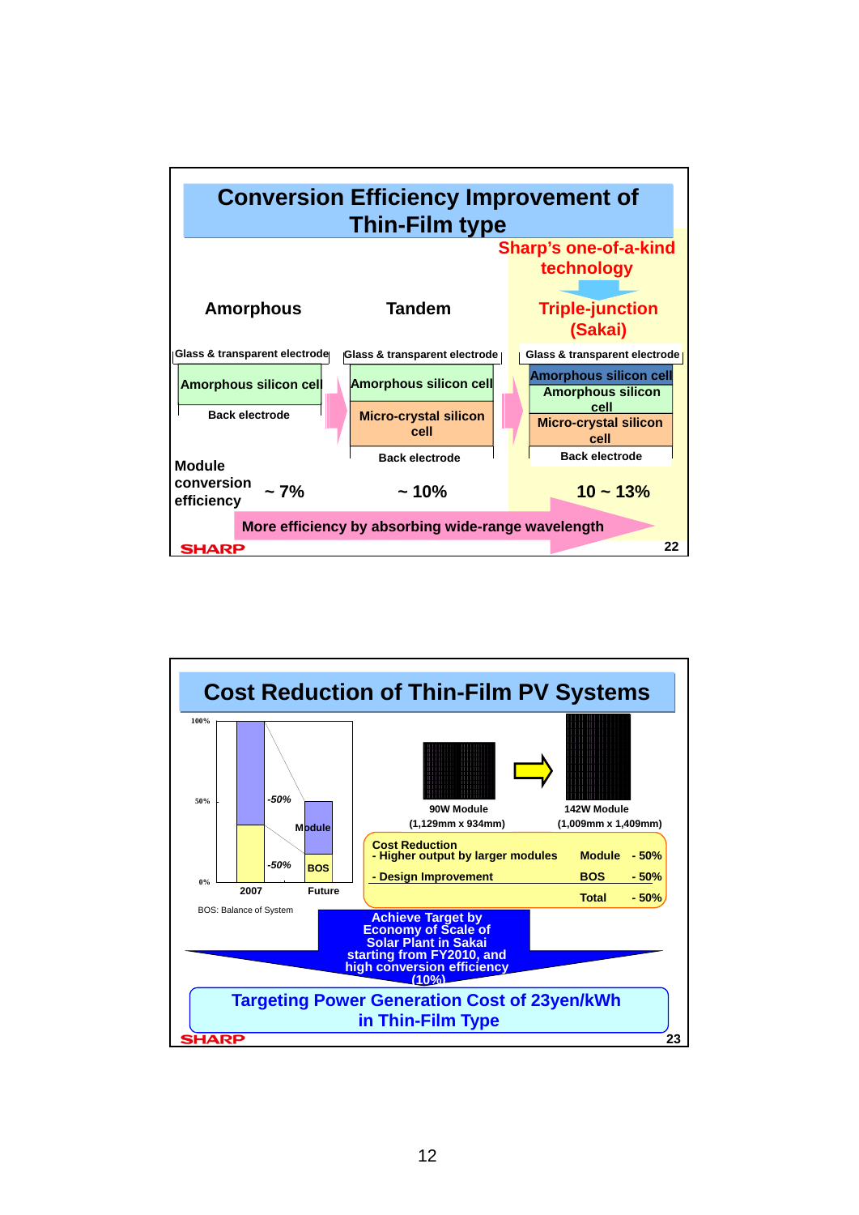## Conversion Efficiency Improvement of Thin-Film type

**Sharp's one-of-a-kind technology**

| | Amorphous | Tandem | Triple-junction (Sakai) |
|---|---|---|---|
| Structure | Glass & transparent electrode / Amorphous silicon cell / Back electrode | Glass & transparent electrode / Amorphous silicon cell / Micro-crystal silicon cell / Back electrode | Glass & transparent electrode / Amorphous silicon cell / Amorphous silicon cell / Micro-crystal silicon cell / Back electrode |
| Module conversion efficiency | ~ 7% | ~ 10% | 10 ~ 13% |

**More efficiency by absorbing wide-range wavelength**

## Cost Reduction of Thin-Film PV Systems

| | 2007 | Future |
|---|---|---|
| Module | 100% → 50% (-50%) | |
| BOS | 50% → 25% (-50%) | |

BOS: Balance of System

90W Module (1,129mm x 934mm) → 142W Module (1,009mm x 1,409mm)

| Cost Reduction | | |
|---|---|---|
| - Higher output by larger modules | Module | - 50% |
| - Design Improvement | BOS | - 50% |
| | Total | - 50% |

**Achieve Target by Economy of Scale of Solar Plant in Sakai starting from FY2010, and high conversion efficiency (10%)**

**Targeting Power Generation Cost of 23yen/kWh in Thin-Film Type**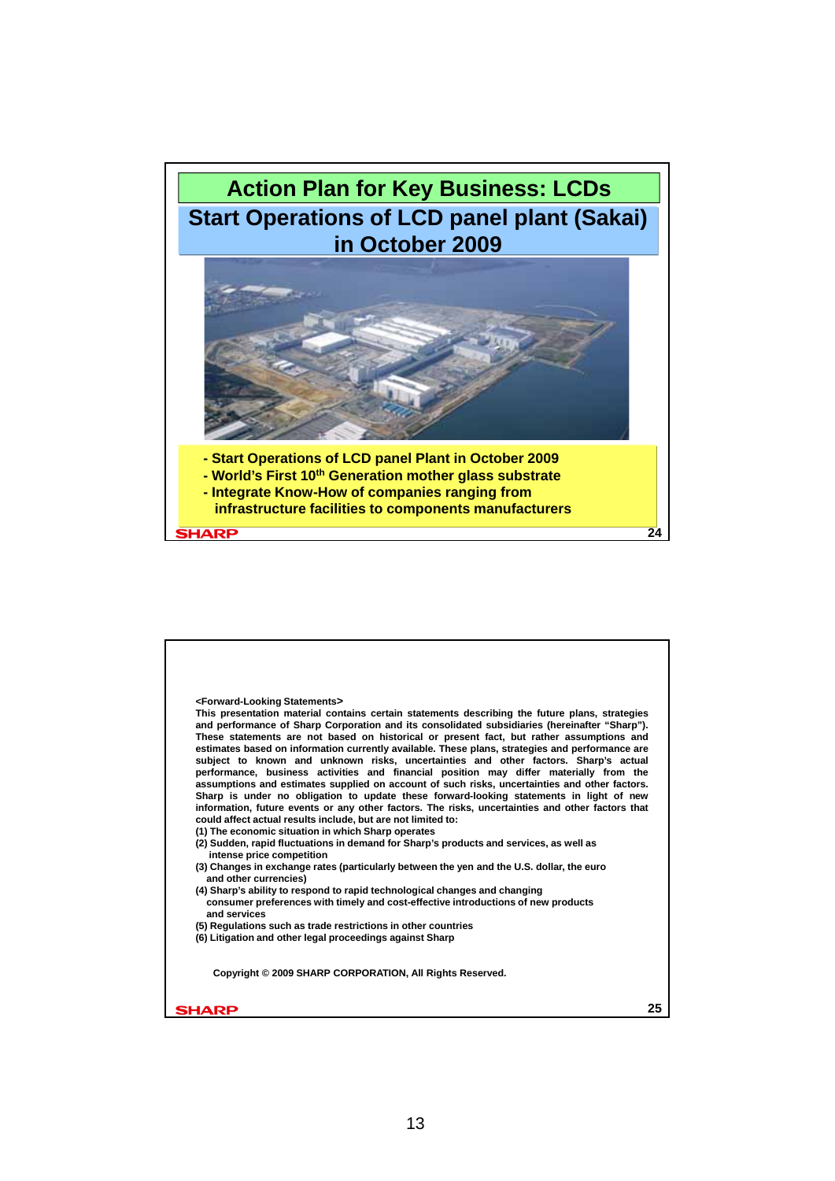## Action Plan for Key Business: LCDs

### Start Operations of LCD panel plant (Sakai) in October 2009

- Start Operations of LCD panel Plant in October 2009
- World's First 10th Generation mother glass substrate
- Integrate Know-How of companies ranging from infrastructure facilities to components manufacturers

SHARP

---

<Forward-Looking Statements>

This presentation material contains certain statements describing the future plans, strategies and performance of Sharp Corporation and its consolidated subsidiaries (hereinafter "Sharp"). These statements are not based on historical or present fact, but rather assumptions and estimates based on information currently available. These plans, strategies and performance are subject to known and unknown risks, uncertainties and other factors. Sharp's actual performance, business activities and financial position may differ materially from the assumptions and estimates supplied on account of such risks, uncertainties and other factors. Sharp is under no obligation to update these forward-looking statements in light of new information, future events or any other factors. The risks, uncertainties and other factors that could affect actual results include, but are not limited to:

(1) The economic situation in which Sharp operates
(2) Sudden, rapid fluctuations in demand for Sharp's products and services, as well as intense price competition
(3) Changes in exchange rates (particularly between the yen and the U.S. dollar, the euro and other currencies)
(4) Sharp's ability to respond to rapid technological changes and changing consumer preferences with timely and cost-effective introductions of new products and services
(5) Regulations such as trade restrictions in other countries
(6) Litigation and other legal proceedings against Sharp

Copyright © 2009 SHARP CORPORATION, All Rights Reserved.

SHARP